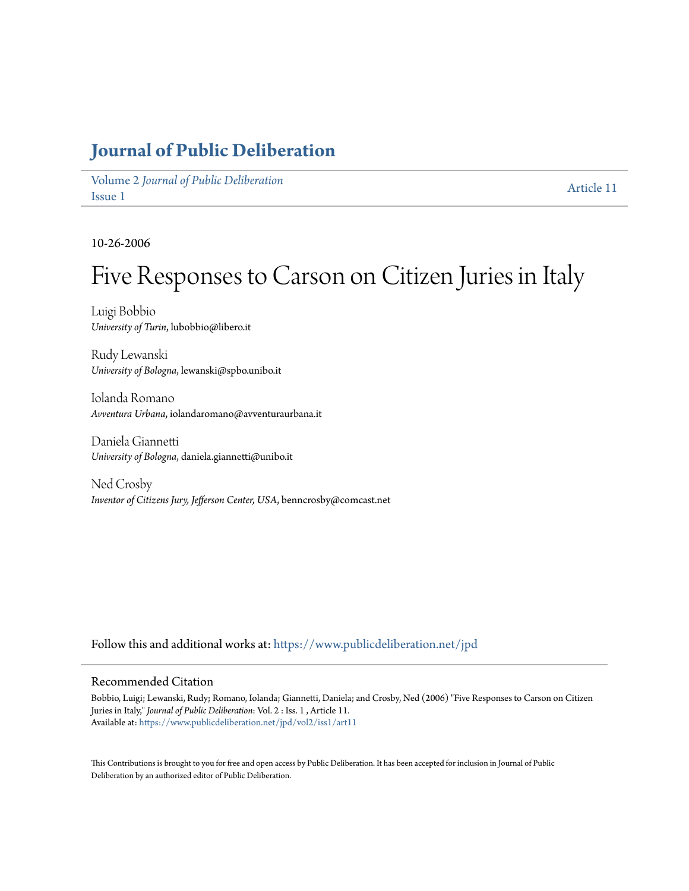# Journal of Public Deliberation

Volume 2 *Journal of Public Deliberation*
Issue 1

Article 11

10-26-2006

# Five Responses to Carson on Citizen Juries in Italy

Luigi Bobbio
*University of Turin*, lubobbio@libero.it

Rudy Lewanski
*University of Bologna*, lewanski@spbo.unibo.it

Iolanda Romano
*Avventura Urbana*, iolandaromano@avventuraurbana.it

Daniela Giannetti
*University of Bologna*, daniela.giannetti@unibo.it

Ned Crosby
*Inventor of Citizens Jury, Jefferson Center, USA*, benncrosby@comcast.net

Follow this and additional works at: https://www.publicdeliberation.net/jpd

## Recommended Citation

Bobbio, Luigi; Lewanski, Rudy; Romano, Iolanda; Giannetti, Daniela; and Crosby, Ned (2006) "Five Responses to Carson on Citizen Juries in Italy," *Journal of Public Deliberation*: Vol. 2 : Iss. 1 , Article 11.
Available at: https://www.publicdeliberation.net/jpd/vol2/iss1/art11

This Contributions is brought to you for free and open access by Public Deliberation. It has been accepted for inclusion in Journal of Public Deliberation by an authorized editor of Public Deliberation.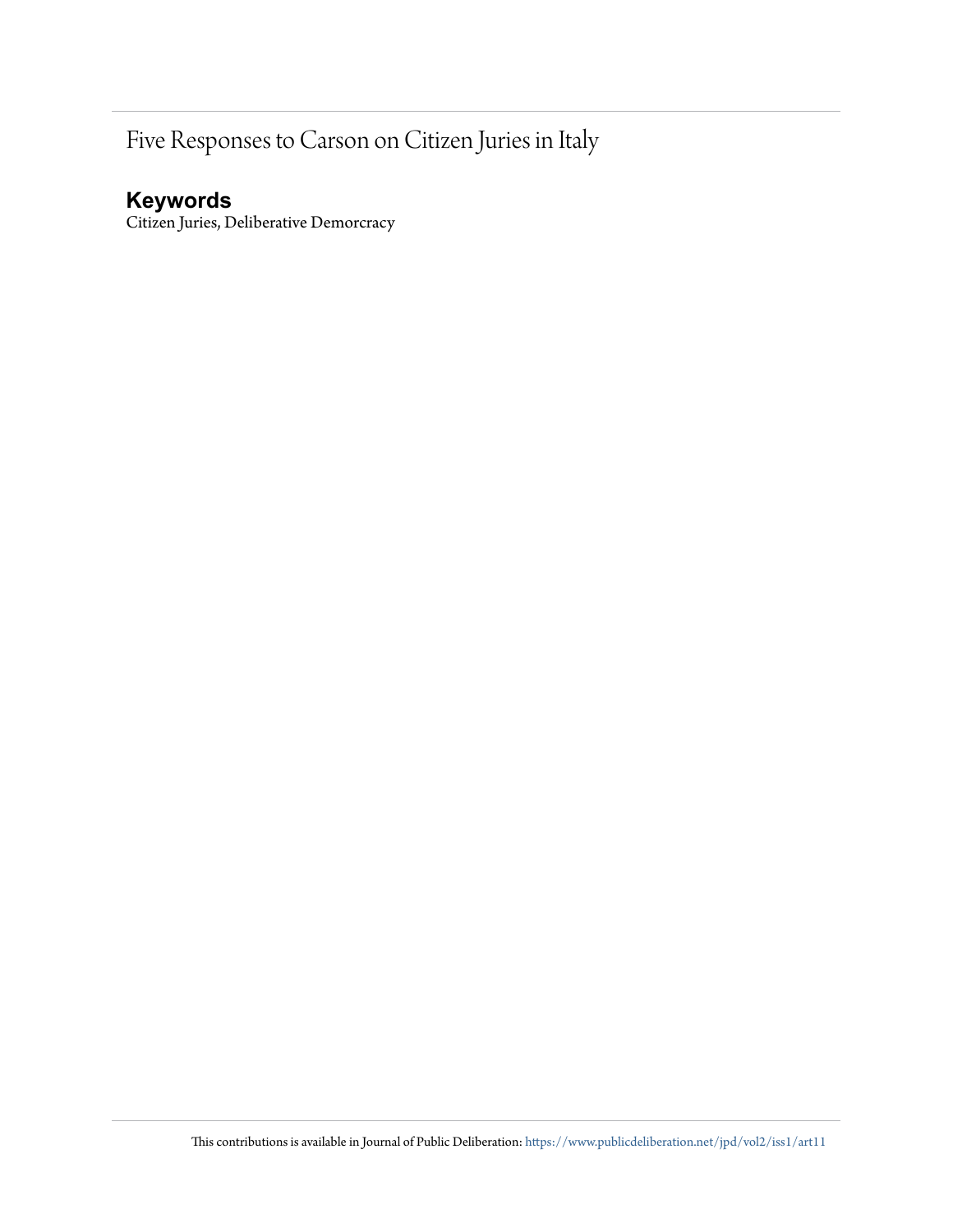# Five Responses to Carson on Citizen Juries in Italy

## Keywords

Citizen Juries, Deliberative Demorcracy

This contributions is available in Journal of Public Deliberation: https://www.publicdeliberation.net/jpd/vol2/iss1/art11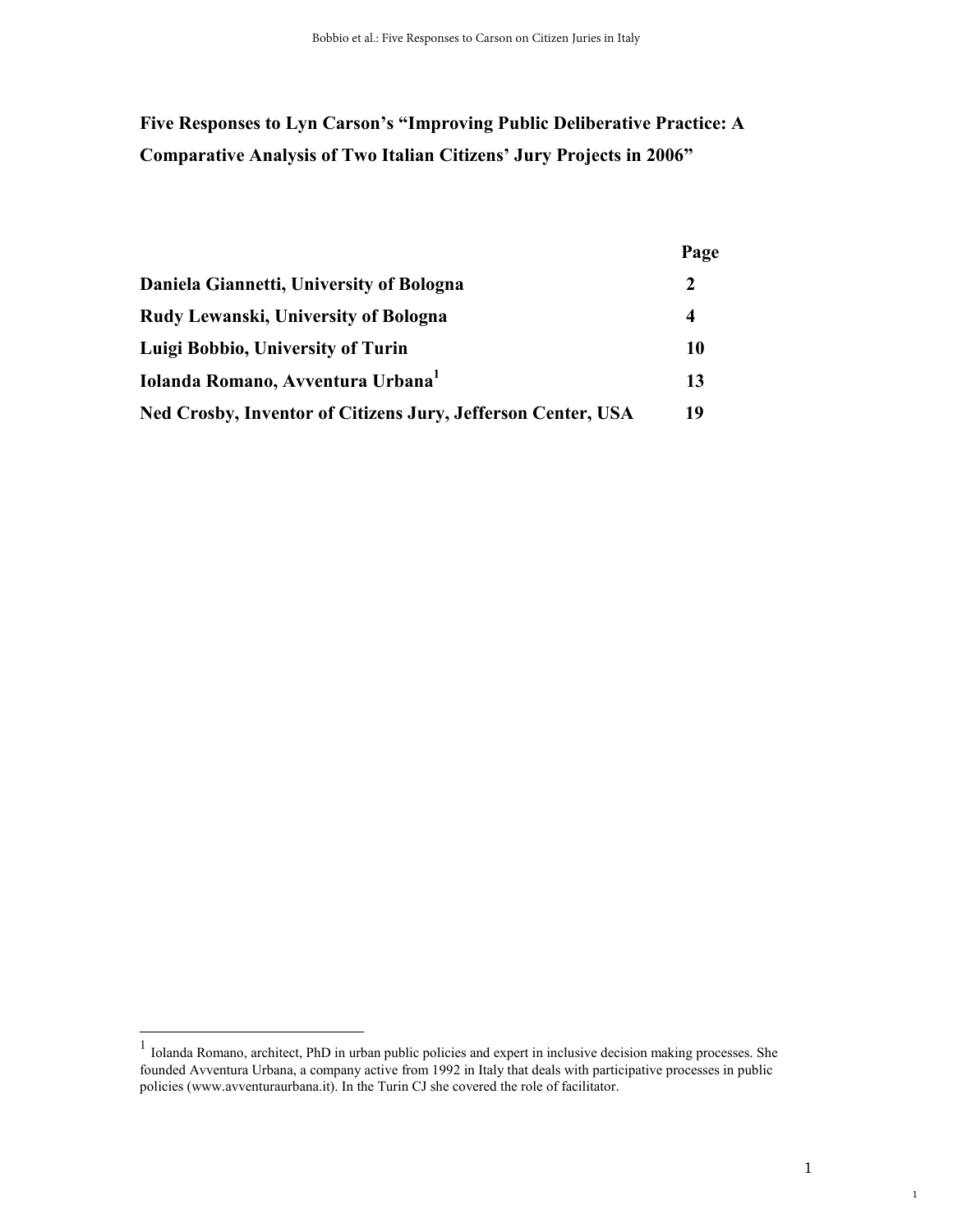# Five Responses to Lyn Carson's "Improving Public Deliberative Practice: A Comparative Analysis of Two Italian Citizens' Jury Projects in 2006"

| | Page |
|---|---|
| **Daniela Giannetti, University of Bologna** | **2** |
| **Rudy Lewanski, University of Bologna** | **4** |
| **Luigi Bobbio, University of Turin** | **10** |
| **Iolanda Romano, Avventura Urbana**[1] | **13** |
| **Ned Crosby, Inventor of Citizens Jury, Jefferson Center, USA** | **19** |

[1] Iolanda Romano, architect, PhD in urban public policies and expert in inclusive decision making processes. She founded Avventura Urbana, a company active from 1992 in Italy that deals with participative processes in public policies (www.avventuraurbana.it). In the Turin CJ she covered the role of facilitator.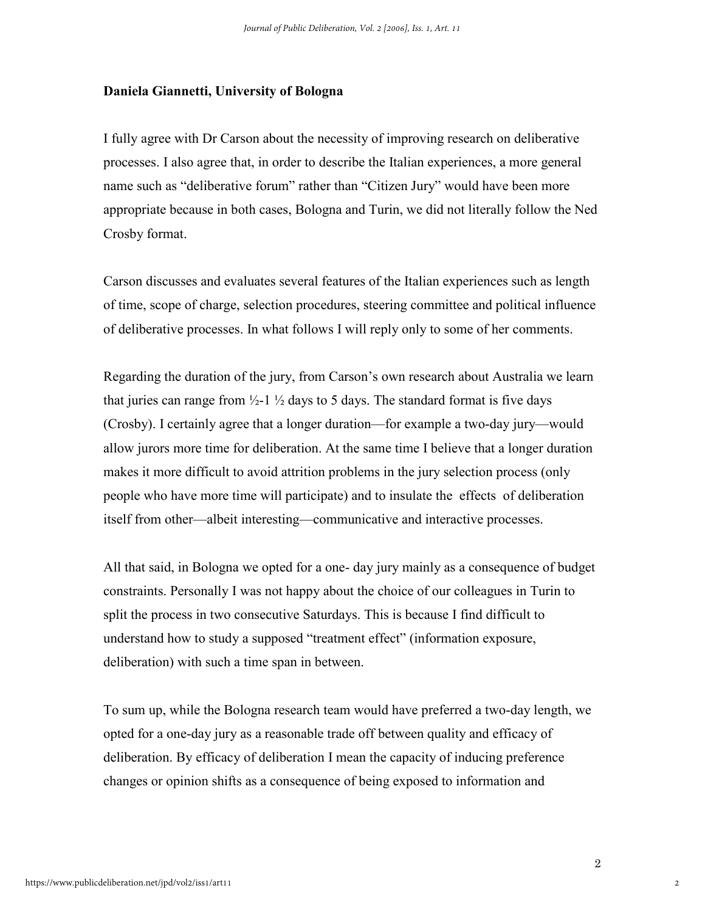**Daniela Giannetti, University of Bologna**

I fully agree with Dr Carson about the necessity of improving research on deliberative processes. I also agree that, in order to describe the Italian experiences, a more general name such as “deliberative forum” rather than “Citizen Jury” would have been more appropriate because in both cases, Bologna and Turin, we did not literally follow the Ned Crosby format.

Carson discusses and evaluates several features of the Italian experiences such as length of time, scope of charge, selection procedures, steering committee and political influence of deliberative processes. In what follows I will reply only to some of her comments.

Regarding the duration of the jury, from Carson’s own research about Australia we learn that juries can range from ½-1 ½ days to 5 days. The standard format is five days (Crosby). I certainly agree that a longer duration—for example a two-day jury—would allow jurors more time for deliberation. At the same time I believe that a longer duration makes it more difficult to avoid attrition problems in the jury selection process (only people who have more time will participate) and to insulate the effects of deliberation itself from other—albeit interesting—communicative and interactive processes.

All that said, in Bologna we opted for a one- day jury mainly as a consequence of budget constraints. Personally I was not happy about the choice of our colleagues in Turin to split the process in two consecutive Saturdays. This is because I find difficult to understand how to study a supposed “treatment effect” (information exposure, deliberation) with such a time span in between.

To sum up, while the Bologna research team would have preferred a two-day length, we opted for a one-day jury as a reasonable trade off between quality and efficacy of deliberation. By efficacy of deliberation I mean the capacity of inducing preference changes or opinion shifts as a consequence of being exposed to information and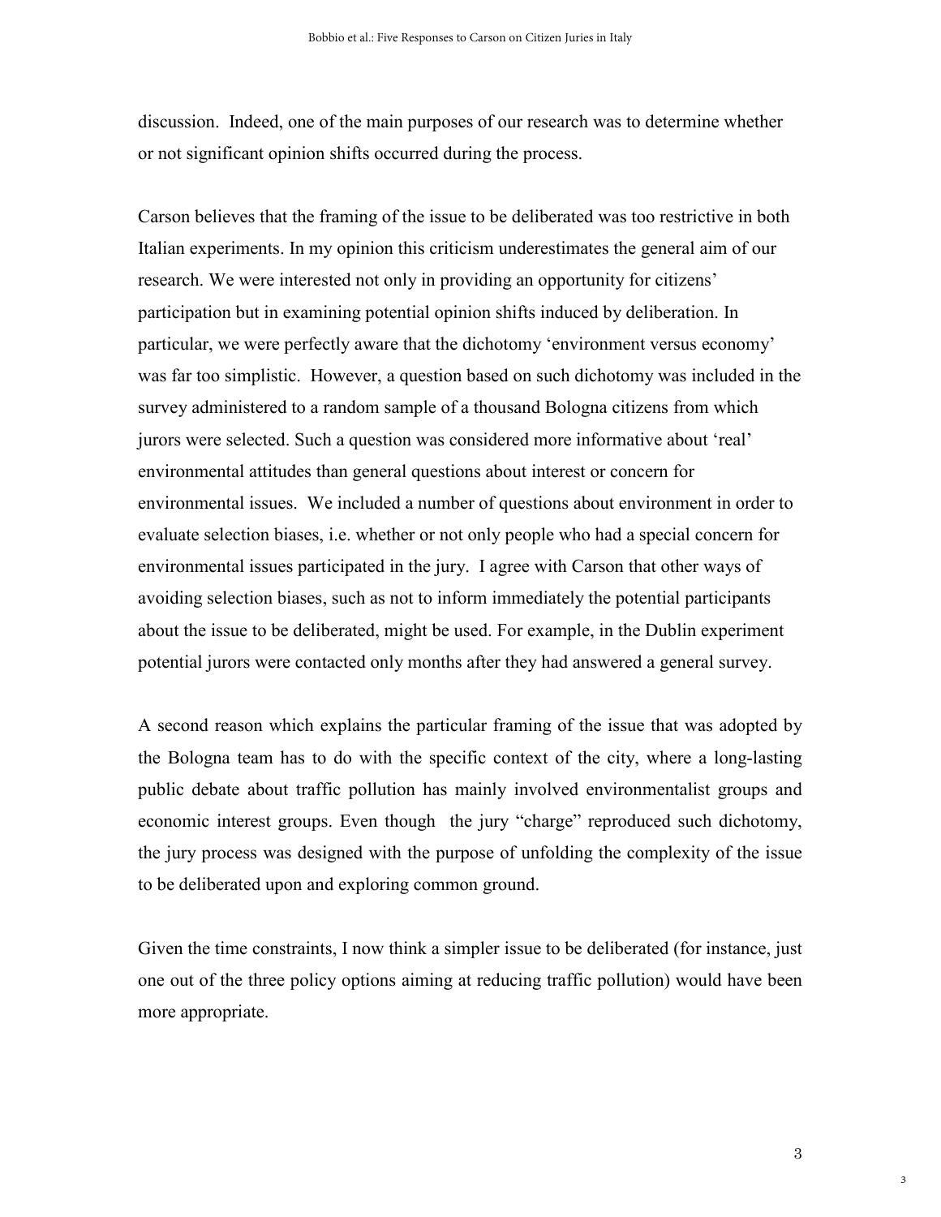discussion. Indeed, one of the main purposes of our research was to determine whether or not significant opinion shifts occurred during the process.

Carson believes that the framing of the issue to be deliberated was too restrictive in both Italian experiments. In my opinion this criticism underestimates the general aim of our research. We were interested not only in providing an opportunity for citizens' participation but in examining potential opinion shifts induced by deliberation. In particular, we were perfectly aware that the dichotomy 'environment versus economy' was far too simplistic. However, a question based on such dichotomy was included in the survey administered to a random sample of a thousand Bologna citizens from which jurors were selected. Such a question was considered more informative about 'real' environmental attitudes than general questions about interest or concern for environmental issues. We included a number of questions about environment in order to evaluate selection biases, i.e. whether or not only people who had a special concern for environmental issues participated in the jury. I agree with Carson that other ways of avoiding selection biases, such as not to inform immediately the potential participants about the issue to be deliberated, might be used. For example, in the Dublin experiment potential jurors were contacted only months after they had answered a general survey.

A second reason which explains the particular framing of the issue that was adopted by the Bologna team has to do with the specific context of the city, where a long-lasting public debate about traffic pollution has mainly involved environmentalist groups and economic interest groups. Even though the jury "charge" reproduced such dichotomy, the jury process was designed with the purpose of unfolding the complexity of the issue to be deliberated upon and exploring common ground.

Given the time constraints, I now think a simpler issue to be deliberated (for instance, just one out of the three policy options aiming at reducing traffic pollution) would have been more appropriate.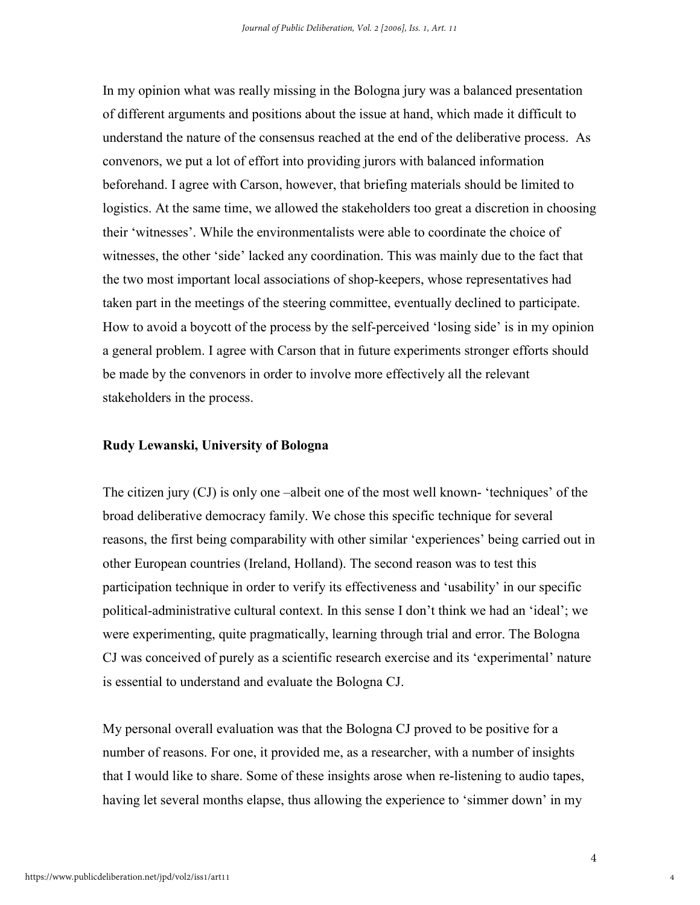In my opinion what was really missing in the Bologna jury was a balanced presentation of different arguments and positions about the issue at hand, which made it difficult to understand the nature of the consensus reached at the end of the deliberative process. As convenors, we put a lot of effort into providing jurors with balanced information beforehand. I agree with Carson, however, that briefing materials should be limited to logistics. At the same time, we allowed the stakeholders too great a discretion in choosing their 'witnesses'. While the environmentalists were able to coordinate the choice of witnesses, the other 'side' lacked any coordination. This was mainly due to the fact that the two most important local associations of shop-keepers, whose representatives had taken part in the meetings of the steering committee, eventually declined to participate. How to avoid a boycott of the process by the self-perceived 'losing side' is in my opinion a general problem. I agree with Carson that in future experiments stronger efforts should be made by the convenors in order to involve more effectively all the relevant stakeholders in the process.

**Rudy Lewanski, University of Bologna**

The citizen jury (CJ) is only one –albeit one of the most well known- 'techniques' of the broad deliberative democracy family. We chose this specific technique for several reasons, the first being comparability with other similar 'experiences' being carried out in other European countries (Ireland, Holland). The second reason was to test this participation technique in order to verify its effectiveness and 'usability' in our specific political-administrative cultural context. In this sense I don't think we had an 'ideal'; we were experimenting, quite pragmatically, learning through trial and error. The Bologna CJ was conceived of purely as a scientific research exercise and its 'experimental' nature is essential to understand and evaluate the Bologna CJ.

My personal overall evaluation was that the Bologna CJ proved to be positive for a number of reasons. For one, it provided me, as a researcher, with a number of insights that I would like to share. Some of these insights arose when re-listening to audio tapes, having let several months elapse, thus allowing the experience to 'simmer down' in my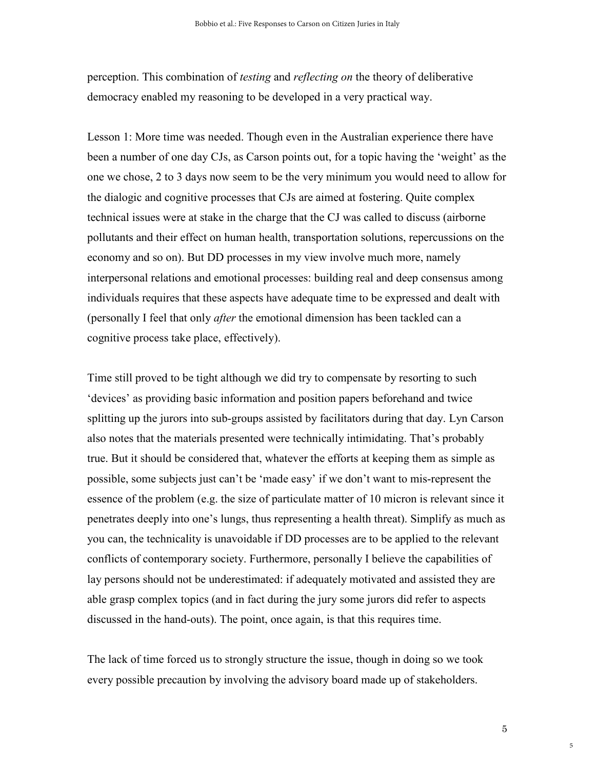perception. This combination of *testing* and *reflecting on* the theory of deliberative democracy enabled my reasoning to be developed in a very practical way.

Lesson 1: More time was needed. Though even in the Australian experience there have been a number of one day CJs, as Carson points out, for a topic having the 'weight' as the one we chose, 2 to 3 days now seem to be the very minimum you would need to allow for the dialogic and cognitive processes that CJs are aimed at fostering. Quite complex technical issues were at stake in the charge that the CJ was called to discuss (airborne pollutants and their effect on human health, transportation solutions, repercussions on the economy and so on). But DD processes in my view involve much more, namely interpersonal relations and emotional processes: building real and deep consensus among individuals requires that these aspects have adequate time to be expressed and dealt with (personally I feel that only *after* the emotional dimension has been tackled can a cognitive process take place, effectively).

Time still proved to be tight although we did try to compensate by resorting to such 'devices' as providing basic information and position papers beforehand and twice splitting up the jurors into sub-groups assisted by facilitators during that day. Lyn Carson also notes that the materials presented were technically intimidating. That's probably true. But it should be considered that, whatever the efforts at keeping them as simple as possible, some subjects just can't be 'made easy' if we don't want to mis-represent the essence of the problem (e.g. the size of particulate matter of 10 micron is relevant since it penetrates deeply into one's lungs, thus representing a health threat). Simplify as much as you can, the technicality is unavoidable if DD processes are to be applied to the relevant conflicts of contemporary society. Furthermore, personally I believe the capabilities of lay persons should not be underestimated: if adequately motivated and assisted they are able grasp complex topics (and in fact during the jury some jurors did refer to aspects discussed in the hand-outs). The point, once again, is that this requires time.

The lack of time forced us to strongly structure the issue, though in doing so we took every possible precaution by involving the advisory board made up of stakeholders.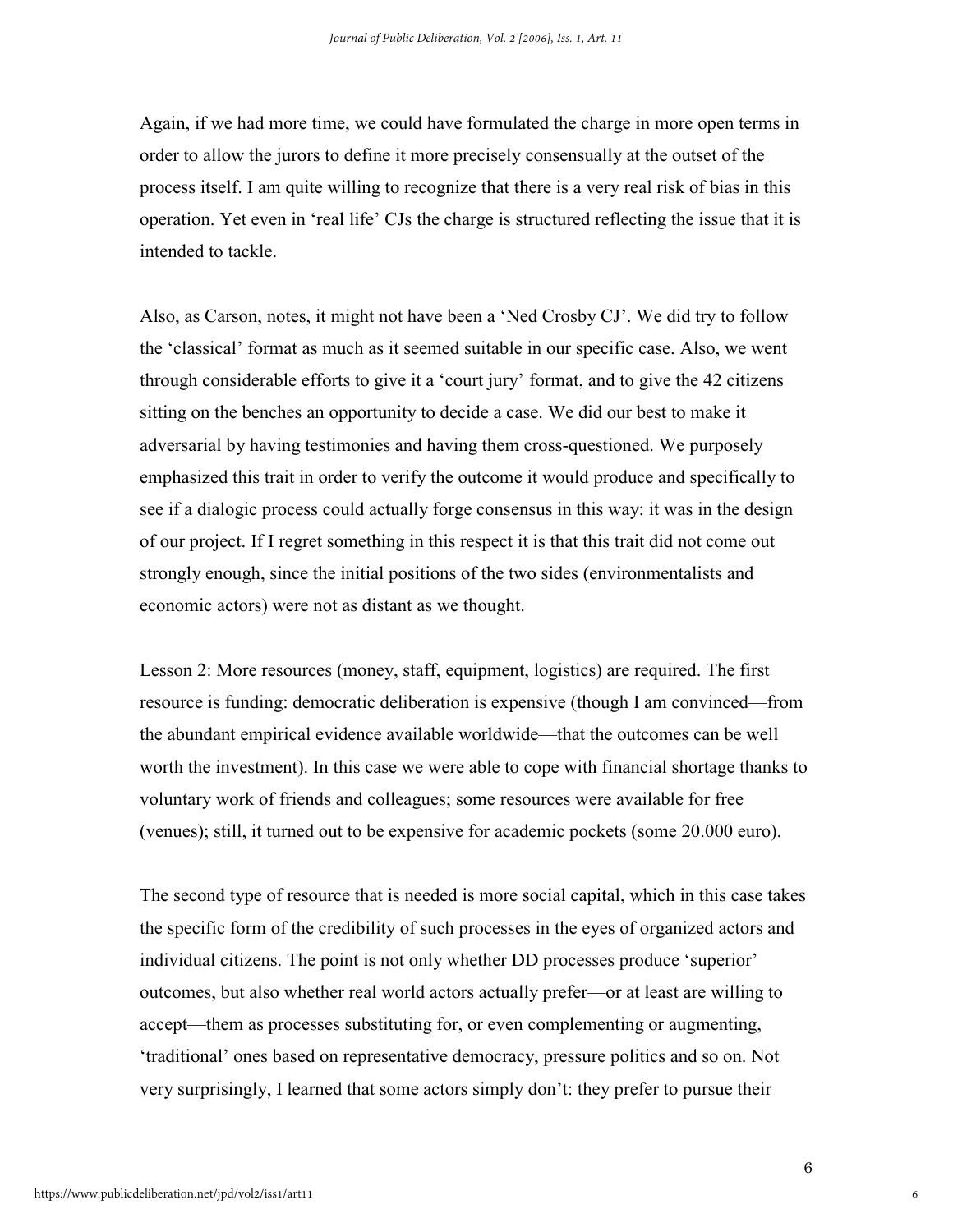Again, if we had more time, we could have formulated the charge in more open terms in order to allow the jurors to define it more precisely consensually at the outset of the process itself. I am quite willing to recognize that there is a very real risk of bias in this operation. Yet even in 'real life' CJs the charge is structured reflecting the issue that it is intended to tackle.

Also, as Carson, notes, it might not have been a 'Ned Crosby CJ'. We did try to follow the 'classical' format as much as it seemed suitable in our specific case. Also, we went through considerable efforts to give it a 'court jury' format, and to give the 42 citizens sitting on the benches an opportunity to decide a case. We did our best to make it adversarial by having testimonies and having them cross-questioned. We purposely emphasized this trait in order to verify the outcome it would produce and specifically to see if a dialogic process could actually forge consensus in this way: it was in the design of our project. If I regret something in this respect it is that this trait did not come out strongly enough, since the initial positions of the two sides (environmentalists and economic actors) were not as distant as we thought.

Lesson 2: More resources (money, staff, equipment, logistics) are required. The first resource is funding: democratic deliberation is expensive (though I am convinced—from the abundant empirical evidence available worldwide—that the outcomes can be well worth the investment). In this case we were able to cope with financial shortage thanks to voluntary work of friends and colleagues; some resources were available for free (venues); still, it turned out to be expensive for academic pockets (some 20.000 euro).

The second type of resource that is needed is more social capital, which in this case takes the specific form of the credibility of such processes in the eyes of organized actors and individual citizens. The point is not only whether DD processes produce 'superior' outcomes, but also whether real world actors actually prefer—or at least are willing to accept—them as processes substituting for, or even complementing or augmenting, 'traditional' ones based on representative democracy, pressure politics and so on. Not very surprisingly, I learned that some actors simply don't: they prefer to pursue their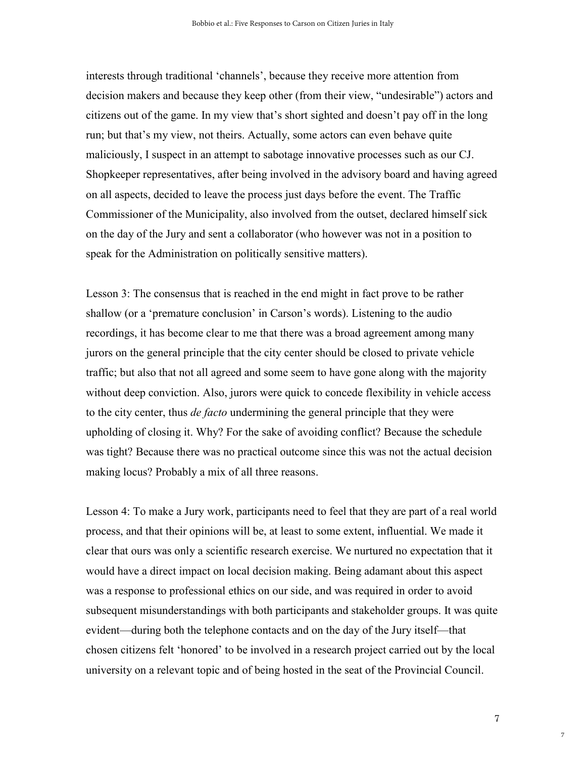interests through traditional 'channels', because they receive more attention from decision makers and because they keep other (from their view, "undesirable") actors and citizens out of the game. In my view that's short sighted and doesn't pay off in the long run; but that's my view, not theirs. Actually, some actors can even behave quite maliciously, I suspect in an attempt to sabotage innovative processes such as our CJ. Shopkeeper representatives, after being involved in the advisory board and having agreed on all aspects, decided to leave the process just days before the event. The Traffic Commissioner of the Municipality, also involved from the outset, declared himself sick on the day of the Jury and sent a collaborator (who however was not in a position to speak for the Administration on politically sensitive matters).

Lesson 3: The consensus that is reached in the end might in fact prove to be rather shallow (or a 'premature conclusion' in Carson's words). Listening to the audio recordings, it has become clear to me that there was a broad agreement among many jurors on the general principle that the city center should be closed to private vehicle traffic; but also that not all agreed and some seem to have gone along with the majority without deep conviction. Also, jurors were quick to concede flexibility in vehicle access to the city center, thus *de facto* undermining the general principle that they were upholding of closing it. Why? For the sake of avoiding conflict? Because the schedule was tight? Because there was no practical outcome since this was not the actual decision making locus? Probably a mix of all three reasons.

Lesson 4: To make a Jury work, participants need to feel that they are part of a real world process, and that their opinions will be, at least to some extent, influential. We made it clear that ours was only a scientific research exercise. We nurtured no expectation that it would have a direct impact on local decision making. Being adamant about this aspect was a response to professional ethics on our side, and was required in order to avoid subsequent misunderstandings with both participants and stakeholder groups. It was quite evident—during both the telephone contacts and on the day of the Jury itself—that chosen citizens felt 'honored' to be involved in a research project carried out by the local university on a relevant topic and of being hosted in the seat of the Provincial Council.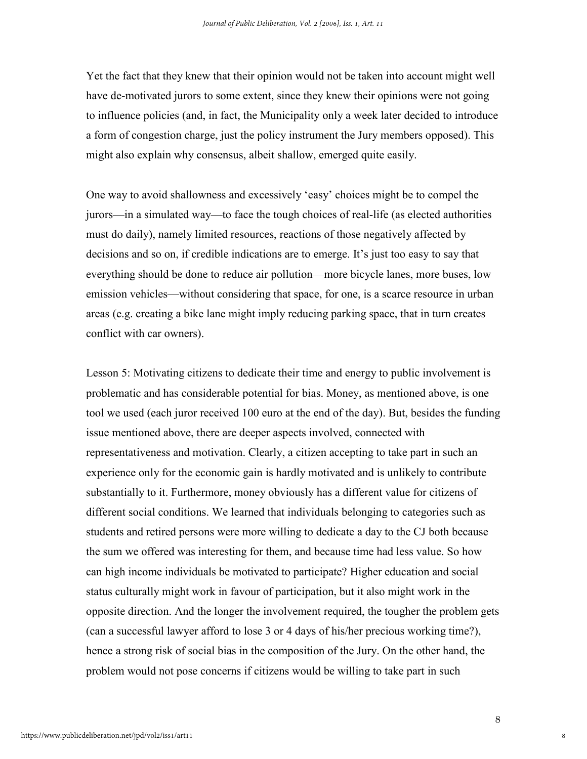Yet the fact that they knew that their opinion would not be taken into account might well have de-motivated jurors to some extent, since they knew their opinions were not going to influence policies (and, in fact, the Municipality only a week later decided to introduce a form of congestion charge, just the policy instrument the Jury members opposed). This might also explain why consensus, albeit shallow, emerged quite easily.

One way to avoid shallowness and excessively 'easy' choices might be to compel the jurors—in a simulated way—to face the tough choices of real-life (as elected authorities must do daily), namely limited resources, reactions of those negatively affected by decisions and so on, if credible indications are to emerge. It's just too easy to say that everything should be done to reduce air pollution—more bicycle lanes, more buses, low emission vehicles—without considering that space, for one, is a scarce resource in urban areas (e.g. creating a bike lane might imply reducing parking space, that in turn creates conflict with car owners).

Lesson 5: Motivating citizens to dedicate their time and energy to public involvement is problematic and has considerable potential for bias. Money, as mentioned above, is one tool we used (each juror received 100 euro at the end of the day). But, besides the funding issue mentioned above, there are deeper aspects involved, connected with representativeness and motivation. Clearly, a citizen accepting to take part in such an experience only for the economic gain is hardly motivated and is unlikely to contribute substantially to it. Furthermore, money obviously has a different value for citizens of different social conditions. We learned that individuals belonging to categories such as students and retired persons were more willing to dedicate a day to the CJ both because the sum we offered was interesting for them, and because time had less value. So how can high income individuals be motivated to participate? Higher education and social status culturally might work in favour of participation, but it also might work in the opposite direction. And the longer the involvement required, the tougher the problem gets (can a successful lawyer afford to lose 3 or 4 days of his/her precious working time?), hence a strong risk of social bias in the composition of the Jury. On the other hand, the problem would not pose concerns if citizens would be willing to take part in such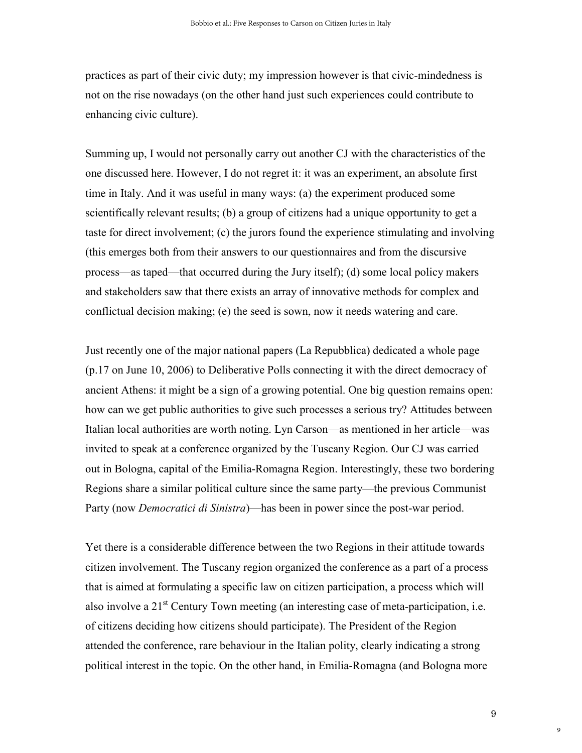practices as part of their civic duty; my impression however is that civic-mindedness is not on the rise nowadays (on the other hand just such experiences could contribute to enhancing civic culture).

Summing up, I would not personally carry out another CJ with the characteristics of the one discussed here. However, I do not regret it: it was an experiment, an absolute first time in Italy. And it was useful in many ways: (a) the experiment produced some scientifically relevant results; (b) a group of citizens had a unique opportunity to get a taste for direct involvement; (c) the jurors found the experience stimulating and involving (this emerges both from their answers to our questionnaires and from the discursive process—as taped—that occurred during the Jury itself); (d) some local policy makers and stakeholders saw that there exists an array of innovative methods for complex and conflictual decision making; (e) the seed is sown, now it needs watering and care.

Just recently one of the major national papers (La Repubblica) dedicated a whole page (p.17 on June 10, 2006) to Deliberative Polls connecting it with the direct democracy of ancient Athens: it might be a sign of a growing potential. One big question remains open: how can we get public authorities to give such processes a serious try? Attitudes between Italian local authorities are worth noting. Lyn Carson—as mentioned in her article—was invited to speak at a conference organized by the Tuscany Region. Our CJ was carried out in Bologna, capital of the Emilia-Romagna Region. Interestingly, these two bordering Regions share a similar political culture since the same party—the previous Communist Party (now *Democratici di Sinistra*)—has been in power since the post-war period.

Yet there is a considerable difference between the two Regions in their attitude towards citizen involvement. The Tuscany region organized the conference as a part of a process that is aimed at formulating a specific law on citizen participation, a process which will also involve a 21st Century Town meeting (an interesting case of meta-participation, i.e. of citizens deciding how citizens should participate). The President of the Region attended the conference, rare behaviour in the Italian polity, clearly indicating a strong political interest in the topic. On the other hand, in Emilia-Romagna (and Bologna more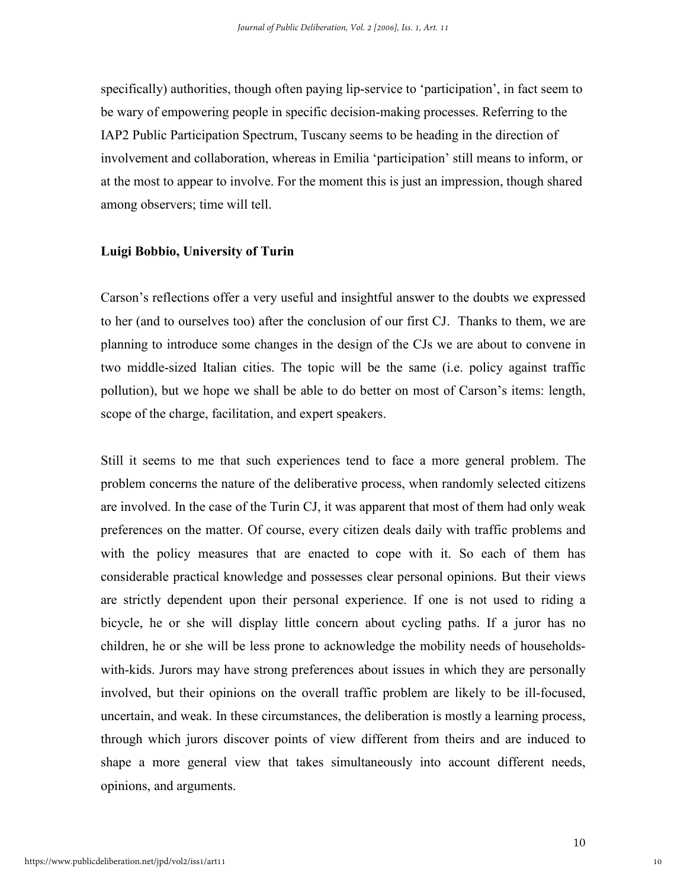specifically) authorities, though often paying lip-service to 'participation', in fact seem to be wary of empowering people in specific decision-making processes. Referring to the IAP2 Public Participation Spectrum, Tuscany seems to be heading in the direction of involvement and collaboration, whereas in Emilia 'participation' still means to inform, or at the most to appear to involve. For the moment this is just an impression, though shared among observers; time will tell.

**Luigi Bobbio, University of Turin**

Carson's reflections offer a very useful and insightful answer to the doubts we expressed to her (and to ourselves too) after the conclusion of our first CJ. Thanks to them, we are planning to introduce some changes in the design of the CJs we are about to convene in two middle-sized Italian cities. The topic will be the same (i.e. policy against traffic pollution), but we hope we shall be able to do better on most of Carson's items: length, scope of the charge, facilitation, and expert speakers.

Still it seems to me that such experiences tend to face a more general problem. The problem concerns the nature of the deliberative process, when randomly selected citizens are involved. In the case of the Turin CJ, it was apparent that most of them had only weak preferences on the matter. Of course, every citizen deals daily with traffic problems and with the policy measures that are enacted to cope with it. So each of them has considerable practical knowledge and possesses clear personal opinions. But their views are strictly dependent upon their personal experience. If one is not used to riding a bicycle, he or she will display little concern about cycling paths. If a juror has no children, he or she will be less prone to acknowledge the mobility needs of households-with-kids. Jurors may have strong preferences about issues in which they are personally involved, but their opinions on the overall traffic problem are likely to be ill-focused, uncertain, and weak. In these circumstances, the deliberation is mostly a learning process, through which jurors discover points of view different from theirs and are induced to shape a more general view that takes simultaneously into account different needs, opinions, and arguments.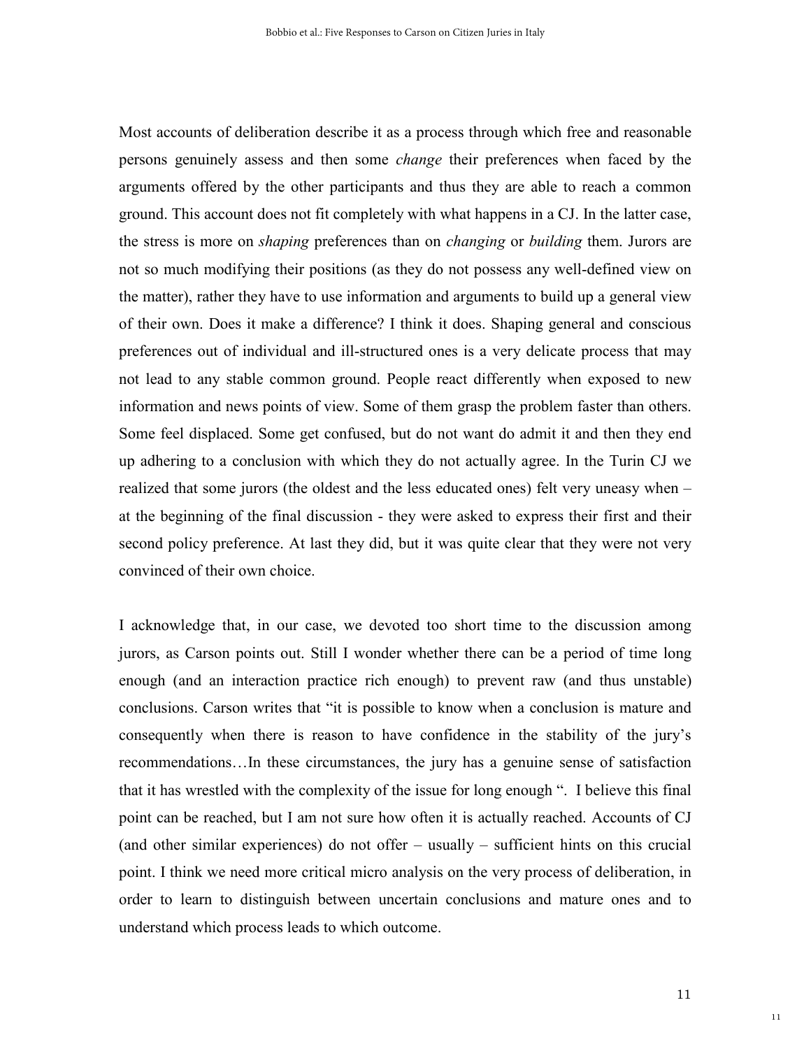Most accounts of deliberation describe it as a process through which free and reasonable persons genuinely assess and then some *change* their preferences when faced by the arguments offered by the other participants and thus they are able to reach a common ground. This account does not fit completely with what happens in a CJ. In the latter case, the stress is more on *shaping* preferences than on *changing* or *building* them. Jurors are not so much modifying their positions (as they do not possess any well-defined view on the matter), rather they have to use information and arguments to build up a general view of their own. Does it make a difference? I think it does. Shaping general and conscious preferences out of individual and ill-structured ones is a very delicate process that may not lead to any stable common ground. People react differently when exposed to new information and news points of view. Some of them grasp the problem faster than others. Some feel displaced. Some get confused, but do not want do admit it and then they end up adhering to a conclusion with which they do not actually agree. In the Turin CJ we realized that some jurors (the oldest and the less educated ones) felt very uneasy when – at the beginning of the final discussion - they were asked to express their first and their second policy preference. At last they did, but it was quite clear that they were not very convinced of their own choice.

I acknowledge that, in our case, we devoted too short time to the discussion among jurors, as Carson points out. Still I wonder whether there can be a period of time long enough (and an interaction practice rich enough) to prevent raw (and thus unstable) conclusions. Carson writes that "it is possible to know when a conclusion is mature and consequently when there is reason to have confidence in the stability of the jury's recommendations…In these circumstances, the jury has a genuine sense of satisfaction that it has wrestled with the complexity of the issue for long enough ". I believe this final point can be reached, but I am not sure how often it is actually reached. Accounts of CJ (and other similar experiences) do not offer – usually – sufficient hints on this crucial point. I think we need more critical micro analysis on the very process of deliberation, in order to learn to distinguish between uncertain conclusions and mature ones and to understand which process leads to which outcome.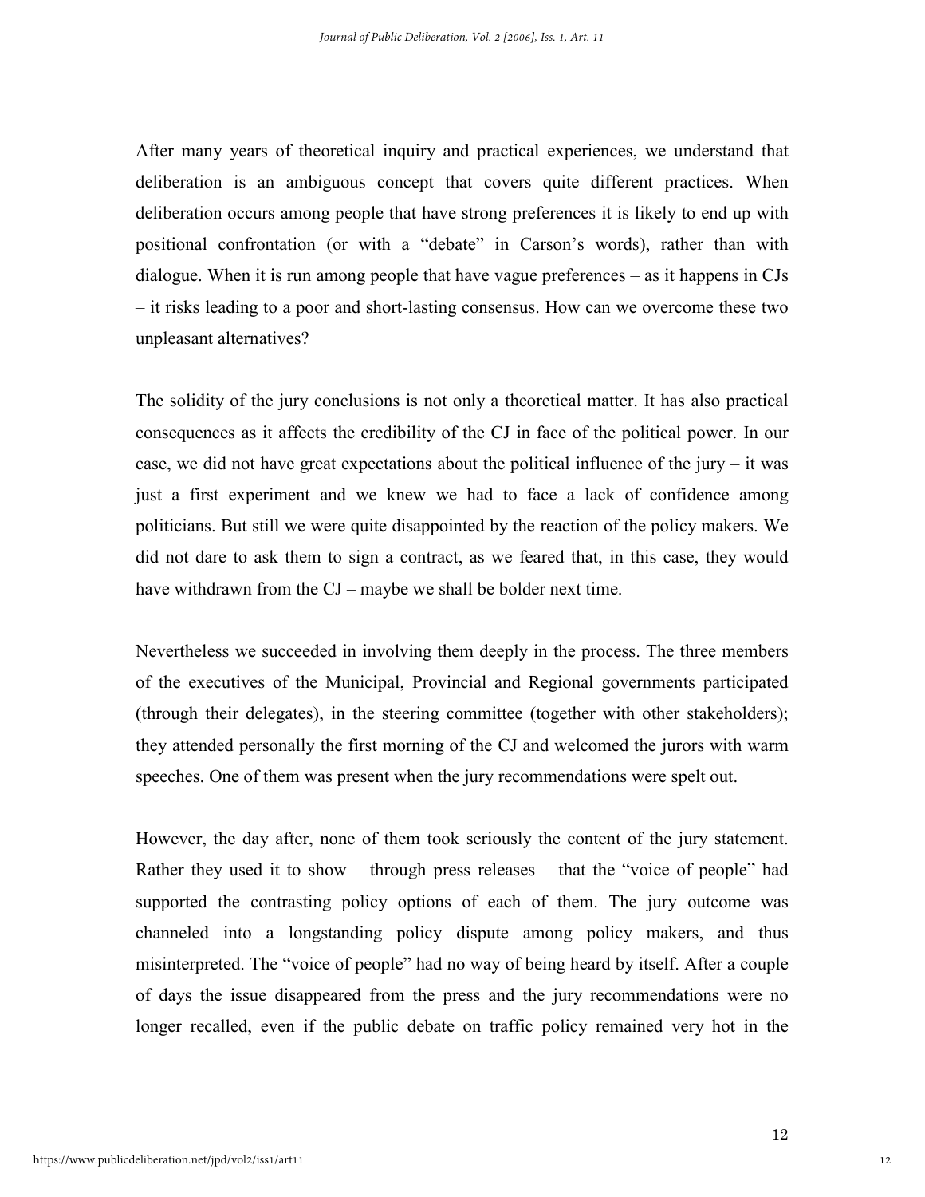After many years of theoretical inquiry and practical experiences, we understand that deliberation is an ambiguous concept that covers quite different practices. When deliberation occurs among people that have strong preferences it is likely to end up with positional confrontation (or with a "debate" in Carson's words), rather than with dialogue. When it is run among people that have vague preferences – as it happens in CJs – it risks leading to a poor and short-lasting consensus. How can we overcome these two unpleasant alternatives?

The solidity of the jury conclusions is not only a theoretical matter. It has also practical consequences as it affects the credibility of the CJ in face of the political power. In our case, we did not have great expectations about the political influence of the jury – it was just a first experiment and we knew we had to face a lack of confidence among politicians. But still we were quite disappointed by the reaction of the policy makers. We did not dare to ask them to sign a contract, as we feared that, in this case, they would have withdrawn from the CJ – maybe we shall be bolder next time.

Nevertheless we succeeded in involving them deeply in the process. The three members of the executives of the Municipal, Provincial and Regional governments participated (through their delegates), in the steering committee (together with other stakeholders); they attended personally the first morning of the CJ and welcomed the jurors with warm speeches. One of them was present when the jury recommendations were spelt out.

However, the day after, none of them took seriously the content of the jury statement. Rather they used it to show – through press releases – that the "voice of people" had supported the contrasting policy options of each of them. The jury outcome was channeled into a longstanding policy dispute among policy makers, and thus misinterpreted. The "voice of people" had no way of being heard by itself. After a couple of days the issue disappeared from the press and the jury recommendations were no longer recalled, even if the public debate on traffic policy remained very hot in the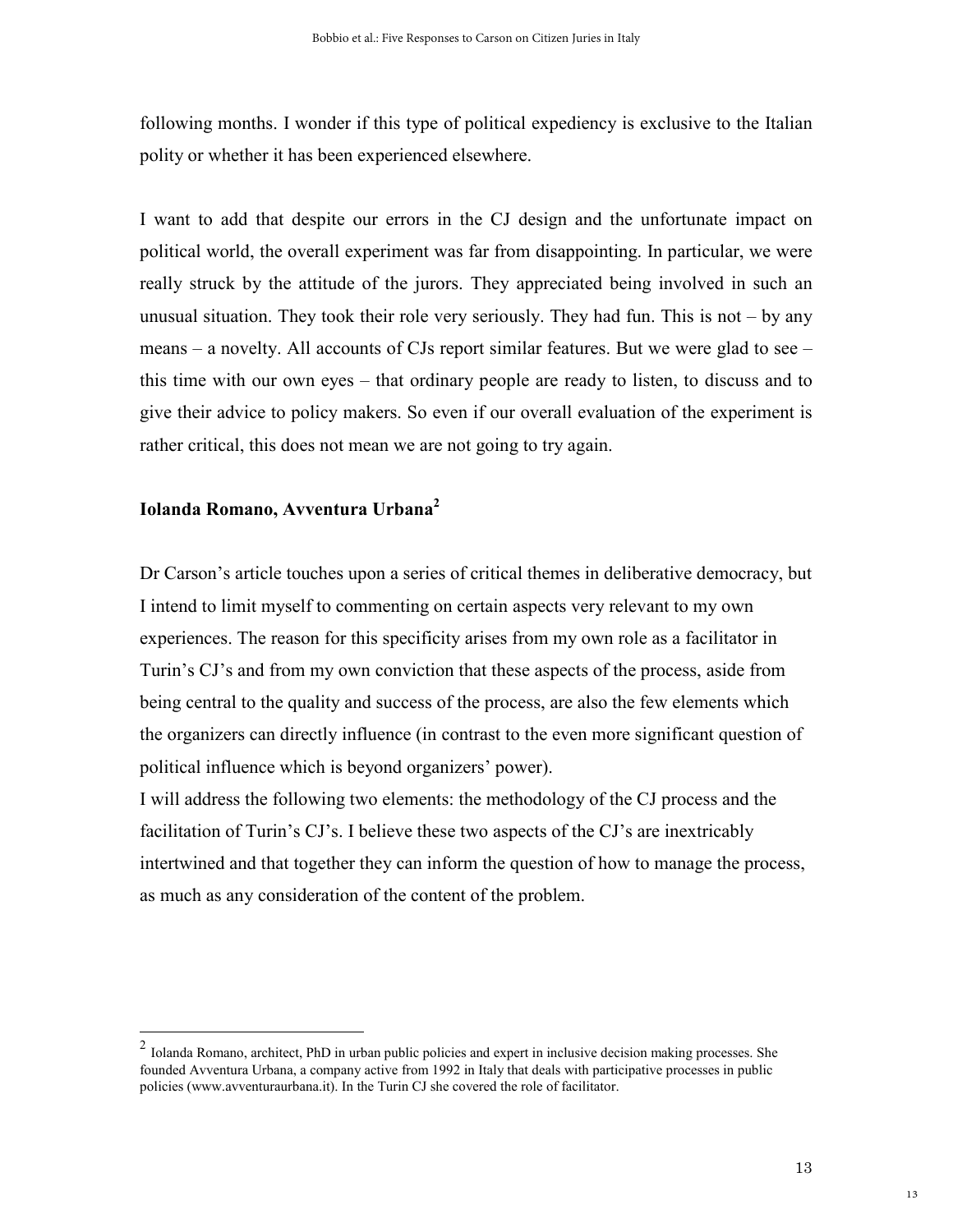following months. I wonder if this type of political expediency is exclusive to the Italian polity or whether it has been experienced elsewhere.

I want to add that despite our errors in the CJ design and the unfortunate impact on political world, the overall experiment was far from disappointing. In particular, we were really struck by the attitude of the jurors. They appreciated being involved in such an unusual situation. They took their role very seriously. They had fun. This is not – by any means – a novelty. All accounts of CJs report similar features. But we were glad to see – this time with our own eyes – that ordinary people are ready to listen, to discuss and to give their advice to policy makers. So even if our overall evaluation of the experiment is rather critical, this does not mean we are not going to try again.

## Iolanda Romano, Avventura Urbana[2]

Dr Carson's article touches upon a series of critical themes in deliberative democracy, but I intend to limit myself to commenting on certain aspects very relevant to my own experiences. The reason for this specificity arises from my own role as a facilitator in Turin's CJ's and from my own conviction that these aspects of the process, aside from being central to the quality and success of the process, are also the few elements which the organizers can directly influence (in contrast to the even more significant question of political influence which is beyond organizers' power).

I will address the following two elements: the methodology of the CJ process and the facilitation of Turin's CJ's. I believe these two aspects of the CJ's are inextricably intertwined and that together they can inform the question of how to manage the process, as much as any consideration of the content of the problem.

---

[2] Iolanda Romano, architect, PhD in urban public policies and expert in inclusive decision making processes. She founded Avventura Urbana, a company active from 1992 in Italy that deals with participative processes in public policies (www.avventuraurbana.it). In the Turin CJ she covered the role of facilitator.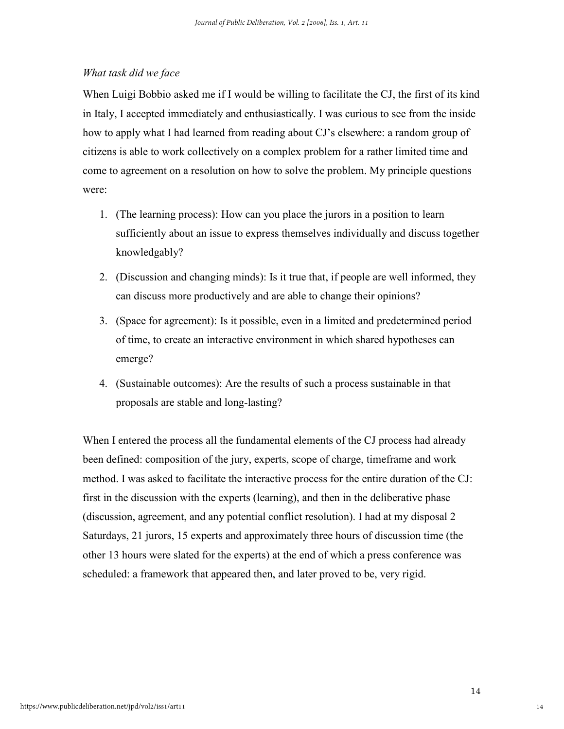*What task did we face*

When Luigi Bobbio asked me if I would be willing to facilitate the CJ, the first of its kind in Italy, I accepted immediately and enthusiastically. I was curious to see from the inside how to apply what I had learned from reading about CJ's elsewhere: a random group of citizens is able to work collectively on a complex problem for a rather limited time and come to agreement on a resolution on how to solve the problem. My principle questions were:

1. (The learning process): How can you place the jurors in a position to learn sufficiently about an issue to express themselves individually and discuss together knowledgably?
2. (Discussion and changing minds): Is it true that, if people are well informed, they can discuss more productively and are able to change their opinions?
3. (Space for agreement): Is it possible, even in a limited and predetermined period of time, to create an interactive environment in which shared hypotheses can emerge?
4. (Sustainable outcomes): Are the results of such a process sustainable in that proposals are stable and long-lasting?

When I entered the process all the fundamental elements of the CJ process had already been defined: composition of the jury, experts, scope of charge, timeframe and work method. I was asked to facilitate the interactive process for the entire duration of the CJ: first in the discussion with the experts (learning), and then in the deliberative phase (discussion, agreement, and any potential conflict resolution). I had at my disposal 2 Saturdays, 21 jurors, 15 experts and approximately three hours of discussion time (the other 13 hours were slated for the experts) at the end of which a press conference was scheduled: a framework that appeared then, and later proved to be, very rigid.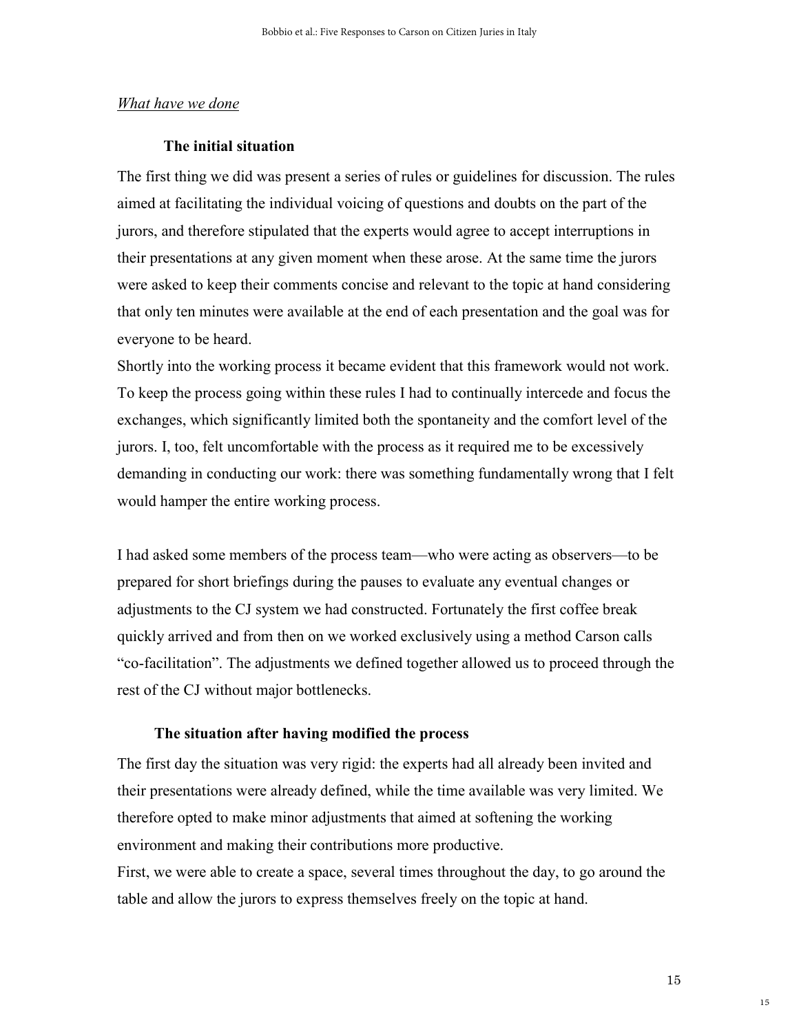*What have we done*

**The initial situation**

The first thing we did was present a series of rules or guidelines for discussion. The rules aimed at facilitating the individual voicing of questions and doubts on the part of the jurors, and therefore stipulated that the experts would agree to accept interruptions in their presentations at any given moment when these arose. At the same time the jurors were asked to keep their comments concise and relevant to the topic at hand considering that only ten minutes were available at the end of each presentation and the goal was for everyone to be heard.

Shortly into the working process it became evident that this framework would not work. To keep the process going within these rules I had to continually intercede and focus the exchanges, which significantly limited both the spontaneity and the comfort level of the jurors. I, too, felt uncomfortable with the process as it required me to be excessively demanding in conducting our work: there was something fundamentally wrong that I felt would hamper the entire working process.

I had asked some members of the process team—who were acting as observers—to be prepared for short briefings during the pauses to evaluate any eventual changes or adjustments to the CJ system we had constructed. Fortunately the first coffee break quickly arrived and from then on we worked exclusively using a method Carson calls "co-facilitation". The adjustments we defined together allowed us to proceed through the rest of the CJ without major bottlenecks.

**The situation after having modified the process**

The first day the situation was very rigid: the experts had all already been invited and their presentations were already defined, while the time available was very limited. We therefore opted to make minor adjustments that aimed at softening the working environment and making their contributions more productive.

First, we were able to create a space, several times throughout the day, to go around the table and allow the jurors to express themselves freely on the topic at hand.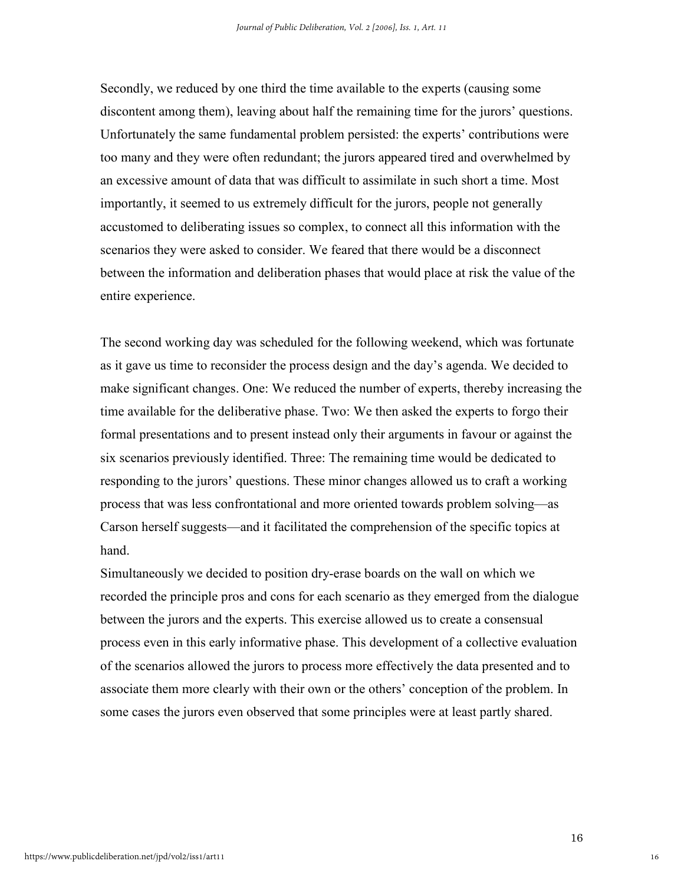Secondly, we reduced by one third the time available to the experts (causing some discontent among them), leaving about half the remaining time for the jurors' questions. Unfortunately the same fundamental problem persisted: the experts' contributions were too many and they were often redundant; the jurors appeared tired and overwhelmed by an excessive amount of data that was difficult to assimilate in such short a time. Most importantly, it seemed to us extremely difficult for the jurors, people not generally accustomed to deliberating issues so complex, to connect all this information with the scenarios they were asked to consider. We feared that there would be a disconnect between the information and deliberation phases that would place at risk the value of the entire experience.

The second working day was scheduled for the following weekend, which was fortunate as it gave us time to reconsider the process design and the day's agenda. We decided to make significant changes. One: We reduced the number of experts, thereby increasing the time available for the deliberative phase. Two: We then asked the experts to forgo their formal presentations and to present instead only their arguments in favour or against the six scenarios previously identified. Three: The remaining time would be dedicated to responding to the jurors' questions. These minor changes allowed us to craft a working process that was less confrontational and more oriented towards problem solving—as Carson herself suggests—and it facilitated the comprehension of the specific topics at hand.

Simultaneously we decided to position dry-erase boards on the wall on which we recorded the principle pros and cons for each scenario as they emerged from the dialogue between the jurors and the experts. This exercise allowed us to create a consensual process even in this early informative phase. This development of a collective evaluation of the scenarios allowed the jurors to process more effectively the data presented and to associate them more clearly with their own or the others' conception of the problem. In some cases the jurors even observed that some principles were at least partly shared.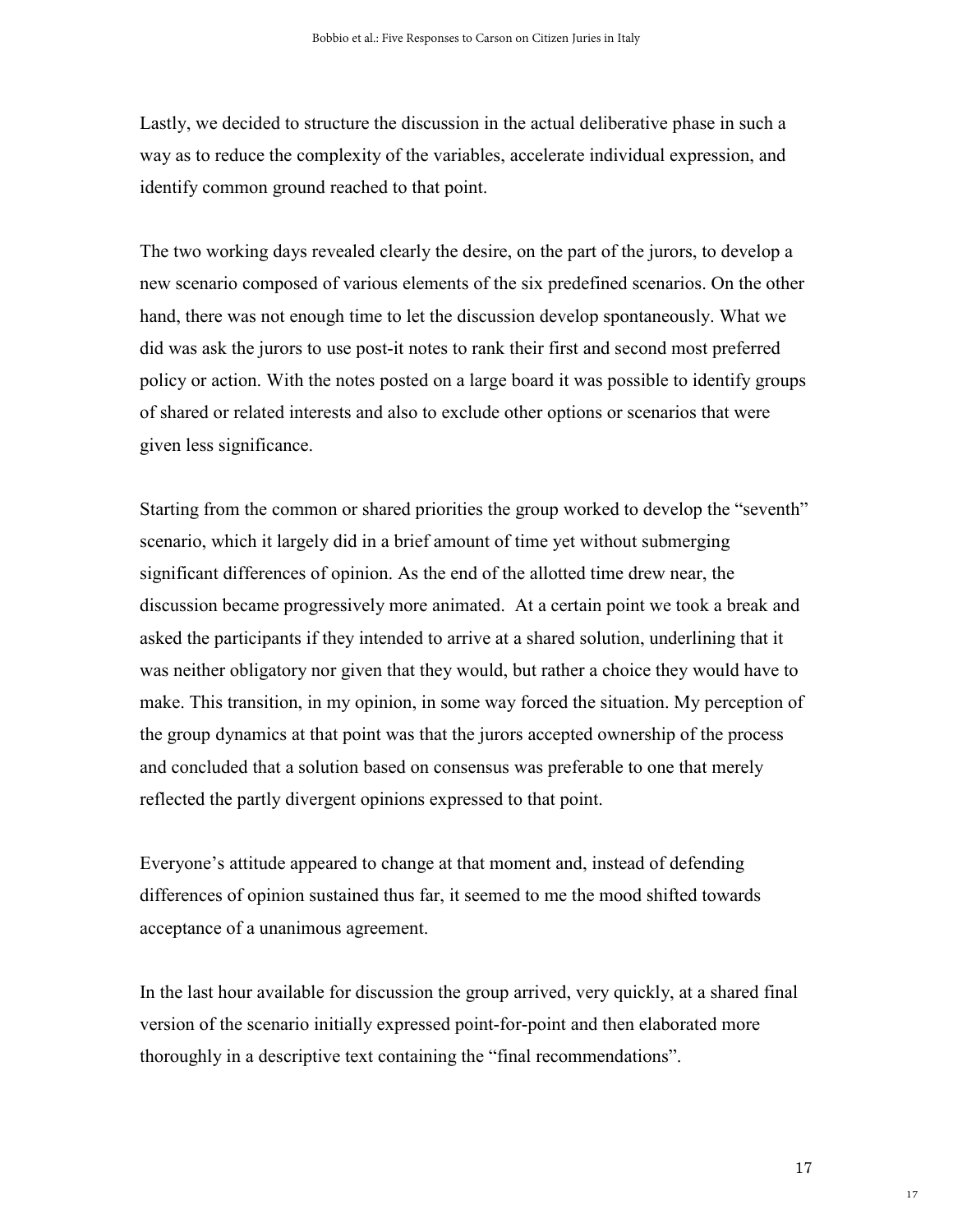Lastly, we decided to structure the discussion in the actual deliberative phase in such a way as to reduce the complexity of the variables, accelerate individual expression, and identify common ground reached to that point.

The two working days revealed clearly the desire, on the part of the jurors, to develop a new scenario composed of various elements of the six predefined scenarios. On the other hand, there was not enough time to let the discussion develop spontaneously. What we did was ask the jurors to use post-it notes to rank their first and second most preferred policy or action. With the notes posted on a large board it was possible to identify groups of shared or related interests and also to exclude other options or scenarios that were given less significance.

Starting from the common or shared priorities the group worked to develop the "seventh" scenario, which it largely did in a brief amount of time yet without submerging significant differences of opinion. As the end of the allotted time drew near, the discussion became progressively more animated. At a certain point we took a break and asked the participants if they intended to arrive at a shared solution, underlining that it was neither obligatory nor given that they would, but rather a choice they would have to make. This transition, in my opinion, in some way forced the situation. My perception of the group dynamics at that point was that the jurors accepted ownership of the process and concluded that a solution based on consensus was preferable to one that merely reflected the partly divergent opinions expressed to that point.

Everyone's attitude appeared to change at that moment and, instead of defending differences of opinion sustained thus far, it seemed to me the mood shifted towards acceptance of a unanimous agreement.

In the last hour available for discussion the group arrived, very quickly, at a shared final version of the scenario initially expressed point-for-point and then elaborated more thoroughly in a descriptive text containing the "final recommendations".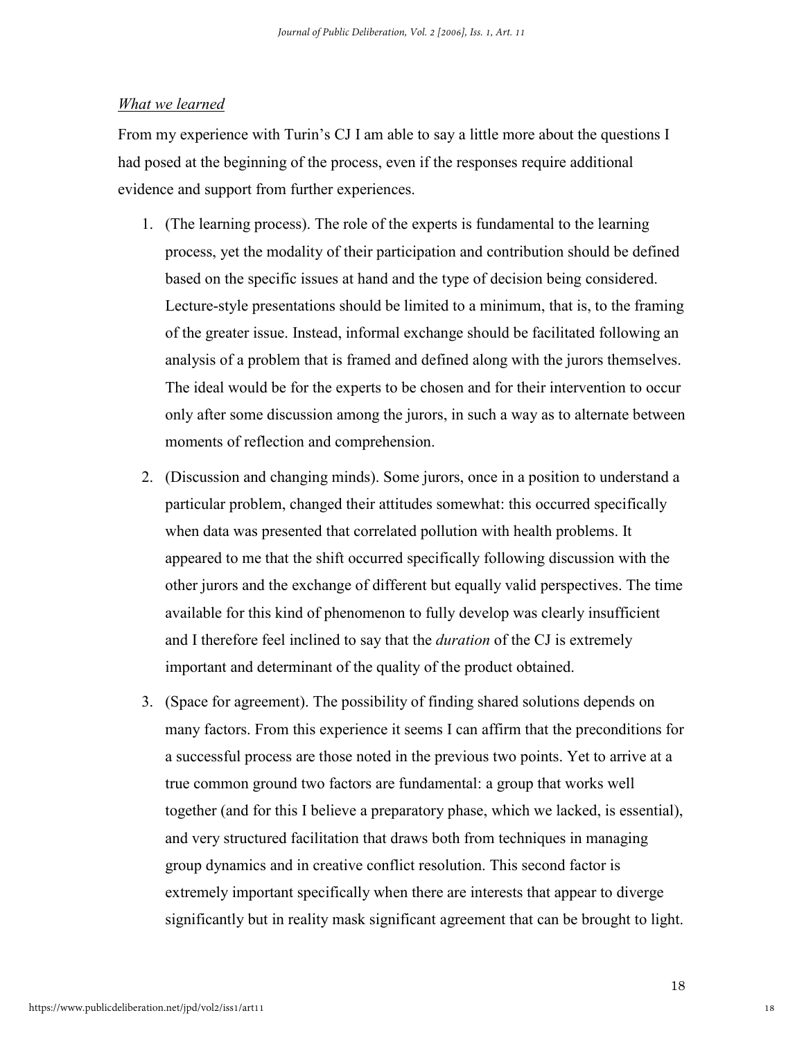*What we learned*

From my experience with Turin's CJ I am able to say a little more about the questions I had posed at the beginning of the process, even if the responses require additional evidence and support from further experiences.

1. (The learning process). The role of the experts is fundamental to the learning process, yet the modality of their participation and contribution should be defined based on the specific issues at hand and the type of decision being considered. Lecture-style presentations should be limited to a minimum, that is, to the framing of the greater issue. Instead, informal exchange should be facilitated following an analysis of a problem that is framed and defined along with the jurors themselves. The ideal would be for the experts to be chosen and for their intervention to occur only after some discussion among the jurors, in such a way as to alternate between moments of reflection and comprehension.

2. (Discussion and changing minds). Some jurors, once in a position to understand a particular problem, changed their attitudes somewhat: this occurred specifically when data was presented that correlated pollution with health problems. It appeared to me that the shift occurred specifically following discussion with the other jurors and the exchange of different but equally valid perspectives. The time available for this kind of phenomenon to fully develop was clearly insufficient and I therefore feel inclined to say that the *duration* of the CJ is extremely important and determinant of the quality of the product obtained.

3. (Space for agreement). The possibility of finding shared solutions depends on many factors. From this experience it seems I can affirm that the preconditions for a successful process are those noted in the previous two points. Yet to arrive at a true common ground two factors are fundamental: a group that works well together (and for this I believe a preparatory phase, which we lacked, is essential), and very structured facilitation that draws both from techniques in managing group dynamics and in creative conflict resolution. This second factor is extremely important specifically when there are interests that appear to diverge significantly but in reality mask significant agreement that can be brought to light.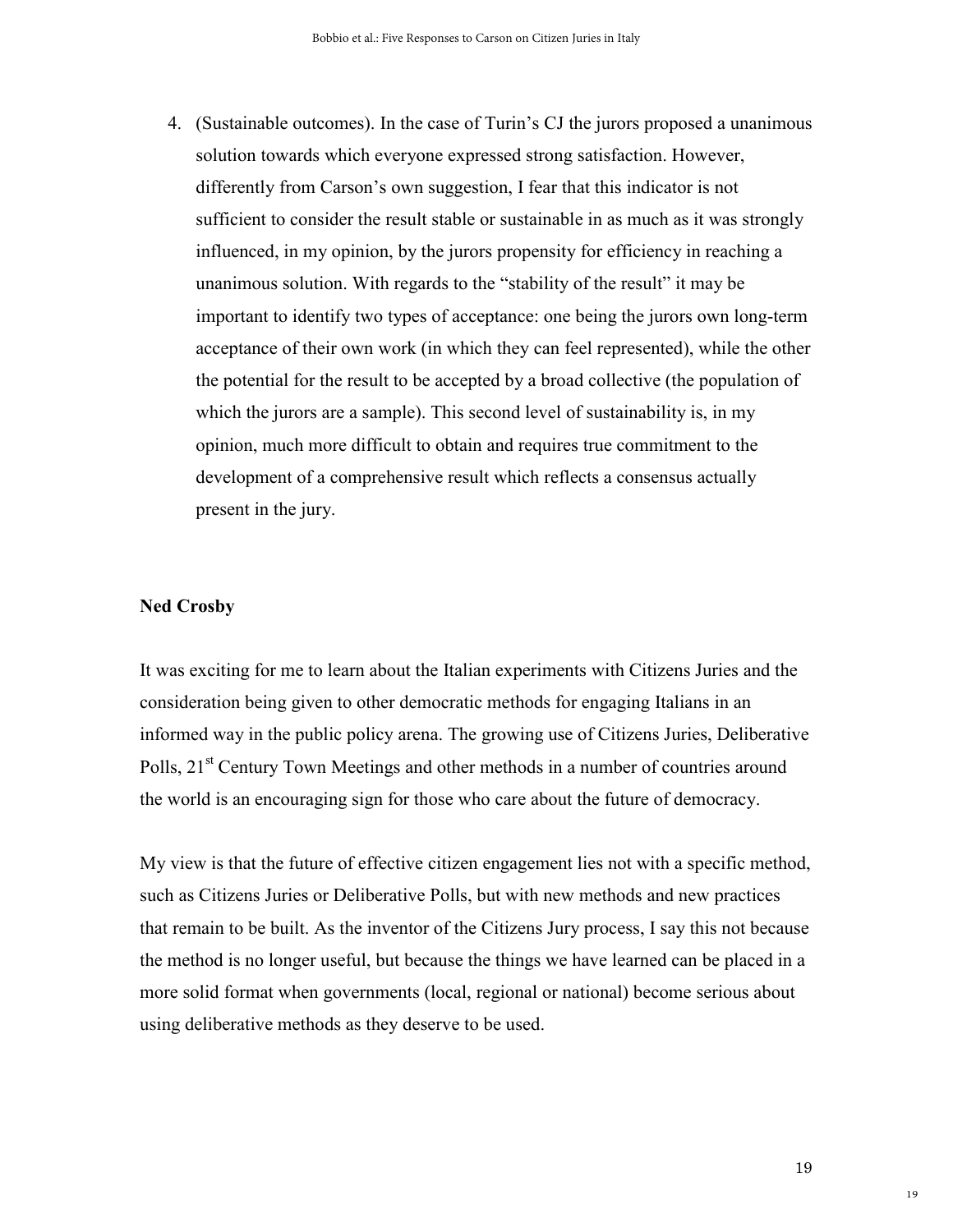4. (Sustainable outcomes). In the case of Turin's CJ the jurors proposed a unanimous solution towards which everyone expressed strong satisfaction. However, differently from Carson's own suggestion, I fear that this indicator is not sufficient to consider the result stable or sustainable in as much as it was strongly influenced, in my opinion, by the jurors propensity for efficiency in reaching a unanimous solution. With regards to the "stability of the result" it may be important to identify two types of acceptance: one being the jurors own long-term acceptance of their own work (in which they can feel represented), while the other the potential for the result to be accepted by a broad collective (the population of which the jurors are a sample). This second level of sustainability is, in my opinion, much more difficult to obtain and requires true commitment to the development of a comprehensive result which reflects a consensus actually present in the jury.

**Ned Crosby**

It was exciting for me to learn about the Italian experiments with Citizens Juries and the consideration being given to other democratic methods for engaging Italians in an informed way in the public policy arena. The growing use of Citizens Juries, Deliberative Polls, 21st Century Town Meetings and other methods in a number of countries around the world is an encouraging sign for those who care about the future of democracy.

My view is that the future of effective citizen engagement lies not with a specific method, such as Citizens Juries or Deliberative Polls, but with new methods and new practices that remain to be built. As the inventor of the Citizens Jury process, I say this not because the method is no longer useful, but because the things we have learned can be placed in a more solid format when governments (local, regional or national) become serious about using deliberative methods as they deserve to be used.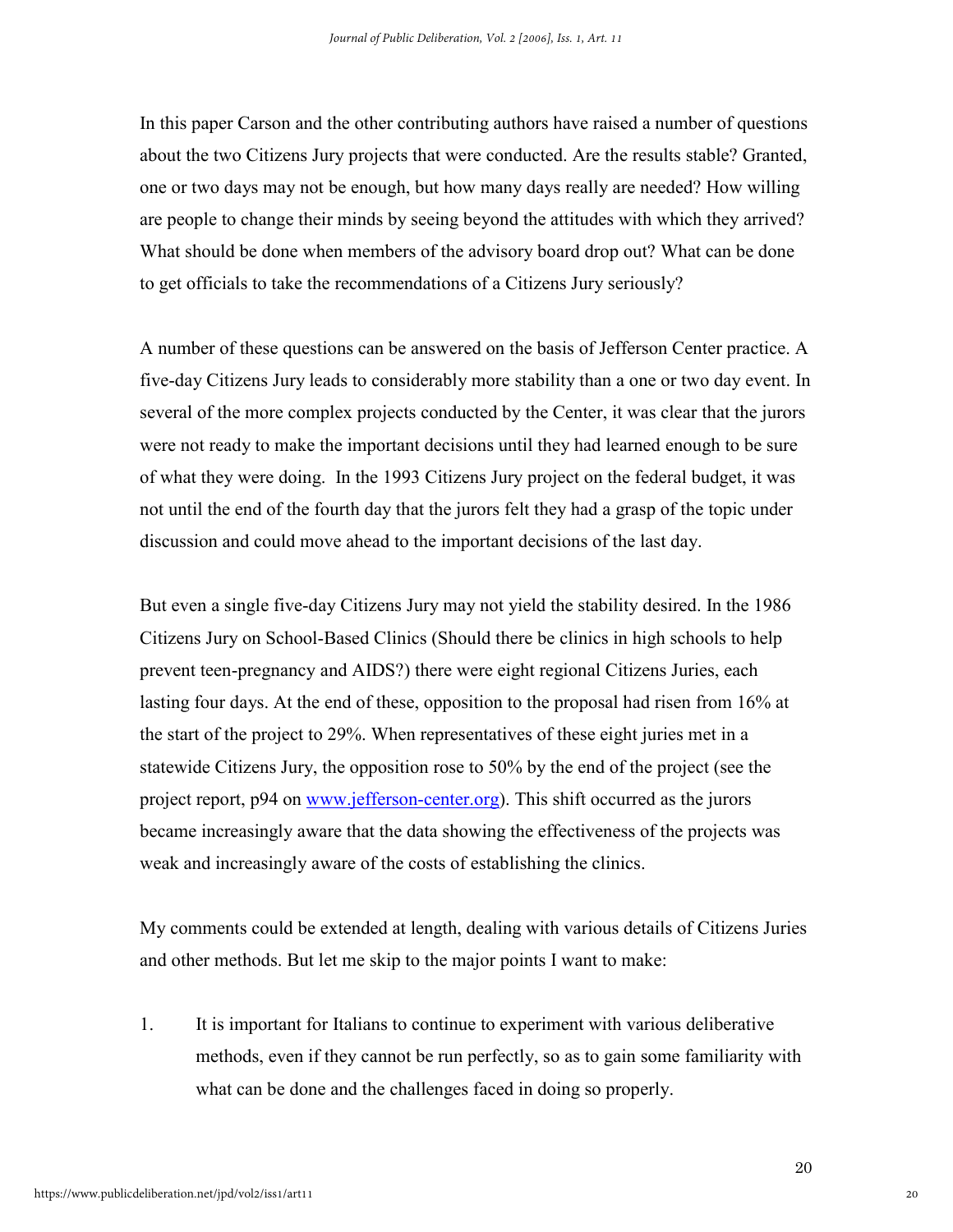In this paper Carson and the other contributing authors have raised a number of questions about the two Citizens Jury projects that were conducted. Are the results stable? Granted, one or two days may not be enough, but how many days really are needed? How willing are people to change their minds by seeing beyond the attitudes with which they arrived? What should be done when members of the advisory board drop out? What can be done to get officials to take the recommendations of a Citizens Jury seriously?

A number of these questions can be answered on the basis of Jefferson Center practice. A five-day Citizens Jury leads to considerably more stability than a one or two day event. In several of the more complex projects conducted by the Center, it was clear that the jurors were not ready to make the important decisions until they had learned enough to be sure of what they were doing. In the 1993 Citizens Jury project on the federal budget, it was not until the end of the fourth day that the jurors felt they had a grasp of the topic under discussion and could move ahead to the important decisions of the last day.

But even a single five-day Citizens Jury may not yield the stability desired. In the 1986 Citizens Jury on School-Based Clinics (Should there be clinics in high schools to help prevent teen-pregnancy and AIDS?) there were eight regional Citizens Juries, each lasting four days. At the end of these, opposition to the proposal had risen from 16% at the start of the project to 29%. When representatives of these eight juries met in a statewide Citizens Jury, the opposition rose to 50% by the end of the project (see the project report, p94 on www.jefferson-center.org). This shift occurred as the jurors became increasingly aware that the data showing the effectiveness of the projects was weak and increasingly aware of the costs of establishing the clinics.

My comments could be extended at length, dealing with various details of Citizens Juries and other methods. But let me skip to the major points I want to make:

1. It is important for Italians to continue to experiment with various deliberative methods, even if they cannot be run perfectly, so as to gain some familiarity with what can be done and the challenges faced in doing so properly.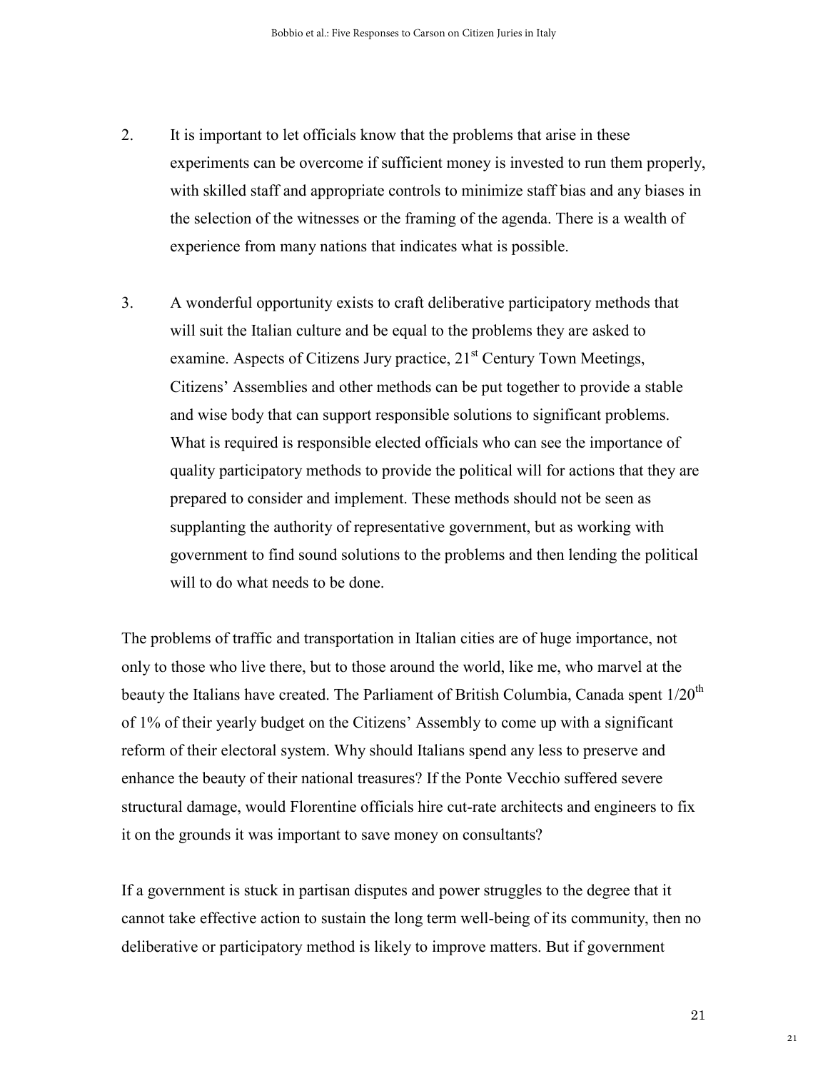2. It is important to let officials know that the problems that arise in these experiments can be overcome if sufficient money is invested to run them properly, with skilled staff and appropriate controls to minimize staff bias and any biases in the selection of the witnesses or the framing of the agenda. There is a wealth of experience from many nations that indicates what is possible.

3. A wonderful opportunity exists to craft deliberative participatory methods that will suit the Italian culture and be equal to the problems they are asked to examine. Aspects of Citizens Jury practice, 21st Century Town Meetings, Citizens' Assemblies and other methods can be put together to provide a stable and wise body that can support responsible solutions to significant problems. What is required is responsible elected officials who can see the importance of quality participatory methods to provide the political will for actions that they are prepared to consider and implement. These methods should not be seen as supplanting the authority of representative government, but as working with government to find sound solutions to the problems and then lending the political will to do what needs to be done.

The problems of traffic and transportation in Italian cities are of huge importance, not only to those who live there, but to those around the world, like me, who marvel at the beauty the Italians have created. The Parliament of British Columbia, Canada spent 1/20th of 1% of their yearly budget on the Citizens' Assembly to come up with a significant reform of their electoral system. Why should Italians spend any less to preserve and enhance the beauty of their national treasures? If the Ponte Vecchio suffered severe structural damage, would Florentine officials hire cut-rate architects and engineers to fix it on the grounds it was important to save money on consultants?

If a government is stuck in partisan disputes and power struggles to the degree that it cannot take effective action to sustain the long term well-being of its community, then no deliberative or participatory method is likely to improve matters. But if government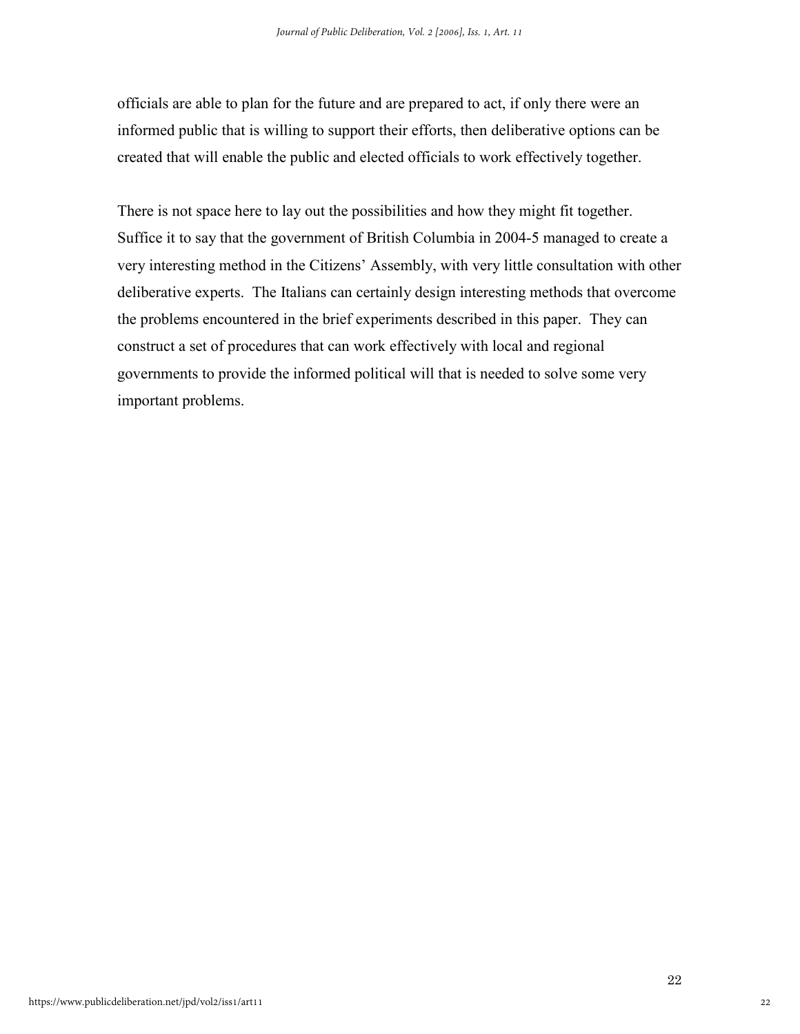officials are able to plan for the future and are prepared to act, if only there were an informed public that is willing to support their efforts, then deliberative options can be created that will enable the public and elected officials to work effectively together.

There is not space here to lay out the possibilities and how they might fit together. Suffice it to say that the government of British Columbia in 2004-5 managed to create a very interesting method in the Citizens' Assembly, with very little consultation with other deliberative experts. The Italians can certainly design interesting methods that overcome the problems encountered in the brief experiments described in this paper. They can construct a set of procedures that can work effectively with local and regional governments to provide the informed political will that is needed to solve some very important problems.